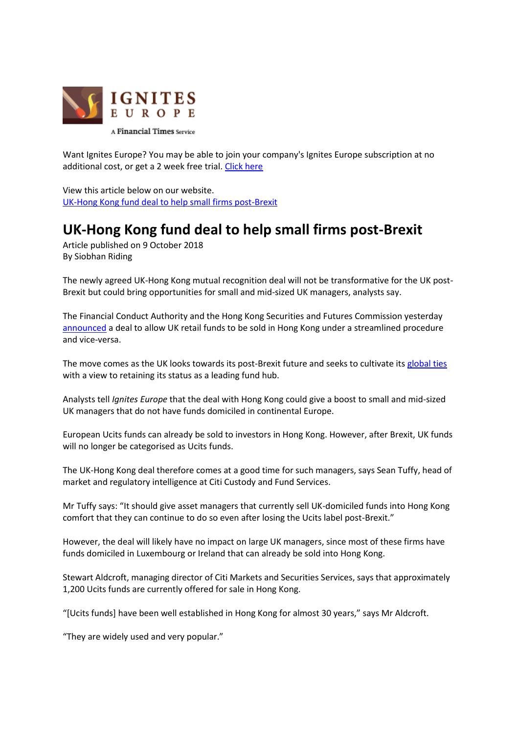IGNITES EUROPE

A Financial Times Service

Want Ignites Europe? You may be able to join your company's Ignites Europe subscription at no additional cost, or get a 2 week free trial. [Click here]

View this article below on our website.
[UK-Hong Kong fund deal to help small firms post-Brexit]

# UK-Hong Kong fund deal to help small firms post-Brexit

Article published on 9 October 2018
By Siobhan Riding

The newly agreed UK-Hong Kong mutual recognition deal will not be transformative for the UK post-Brexit but could bring opportunities for small and mid-sized UK managers, analysts say.

The Financial Conduct Authority and the Hong Kong Securities and Futures Commission yesterday [announced] a deal to allow UK retail funds to be sold in Hong Kong under a streamlined procedure and vice-versa.

The move comes as the UK looks towards its post-Brexit future and seeks to cultivate its [global ties] with a view to retaining its status as a leading fund hub.

Analysts tell *Ignites Europe* that the deal with Hong Kong could give a boost to small and mid-sized UK managers that do not have funds domiciled in continental Europe.

European Ucits funds can already be sold to investors in Hong Kong. However, after Brexit, UK funds will no longer be categorised as Ucits funds.

The UK-Hong Kong deal therefore comes at a good time for such managers, says Sean Tuffy, head of market and regulatory intelligence at Citi Custody and Fund Services.

Mr Tuffy says: "It should give asset managers that currently sell UK-domiciled funds into Hong Kong comfort that they can continue to do so even after losing the Ucits label post-Brexit."

However, the deal will likely have no impact on large UK managers, since most of these firms have funds domiciled in Luxembourg or Ireland that can already be sold into Hong Kong.

Stewart Aldcroft, managing director of Citi Markets and Securities Services, says that approximately 1,200 Ucits funds are currently offered for sale in Hong Kong.

"[Ucits funds] have been well established in Hong Kong for almost 30 years," says Mr Aldcroft.

"They are widely used and very popular."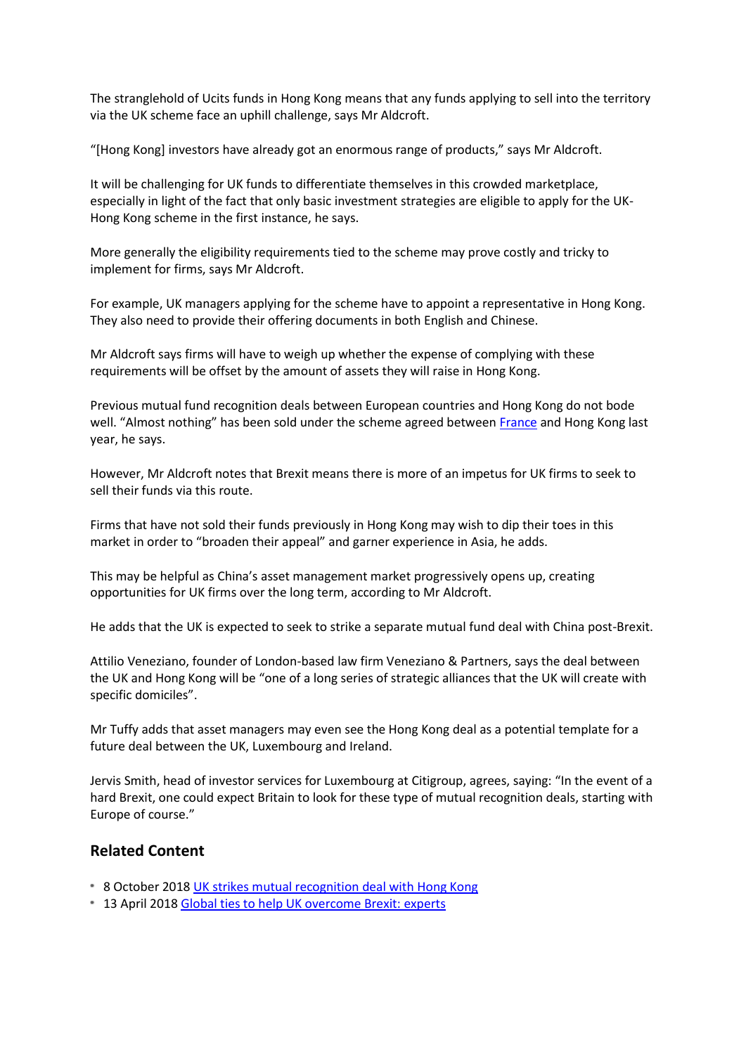The stranglehold of Ucits funds in Hong Kong means that any funds applying to sell into the territory via the UK scheme face an uphill challenge, says Mr Aldcroft.

"[Hong Kong] investors have already got an enormous range of products," says Mr Aldcroft.

It will be challenging for UK funds to differentiate themselves in this crowded marketplace, especially in light of the fact that only basic investment strategies are eligible to apply for the UK-Hong Kong scheme in the first instance, he says.

More generally the eligibility requirements tied to the scheme may prove costly and tricky to implement for firms, says Mr Aldcroft.

For example, UK managers applying for the scheme have to appoint a representative in Hong Kong. They also need to provide their offering documents in both English and Chinese.

Mr Aldcroft says firms will have to weigh up whether the expense of complying with these requirements will be offset by the amount of assets they will raise in Hong Kong.

Previous mutual fund recognition deals between European countries and Hong Kong do not bode well. "Almost nothing" has been sold under the scheme agreed between [France](France) and Hong Kong last year, he says.

However, Mr Aldcroft notes that Brexit means there is more of an impetus for UK firms to seek to sell their funds via this route.

Firms that have not sold their funds previously in Hong Kong may wish to dip their toes in this market in order to "broaden their appeal" and garner experience in Asia, he adds.

This may be helpful as China's asset management market progressively opens up, creating opportunities for UK firms over the long term, according to Mr Aldcroft.

He adds that the UK is expected to seek to strike a separate mutual fund deal with China post-Brexit.

Attilio Veneziano, founder of London-based law firm Veneziano & Partners, says the deal between the UK and Hong Kong will be "one of a long series of strategic alliances that the UK will create with specific domiciles".

Mr Tuffy adds that asset managers may even see the Hong Kong deal as a potential template for a future deal between the UK, Luxembourg and Ireland.

Jervis Smith, head of investor services for Luxembourg at Citigroup, agrees, saying: "In the event of a hard Brexit, one could expect Britain to look for these type of mutual recognition deals, starting with Europe of course."

## Related Content

- 8 October 2018 [UK strikes mutual recognition deal with Hong Kong](UK strikes mutual recognition deal with Hong Kong)
- 13 April 2018 [Global ties to help UK overcome Brexit: experts](Global ties to help UK overcome Brexit: experts)